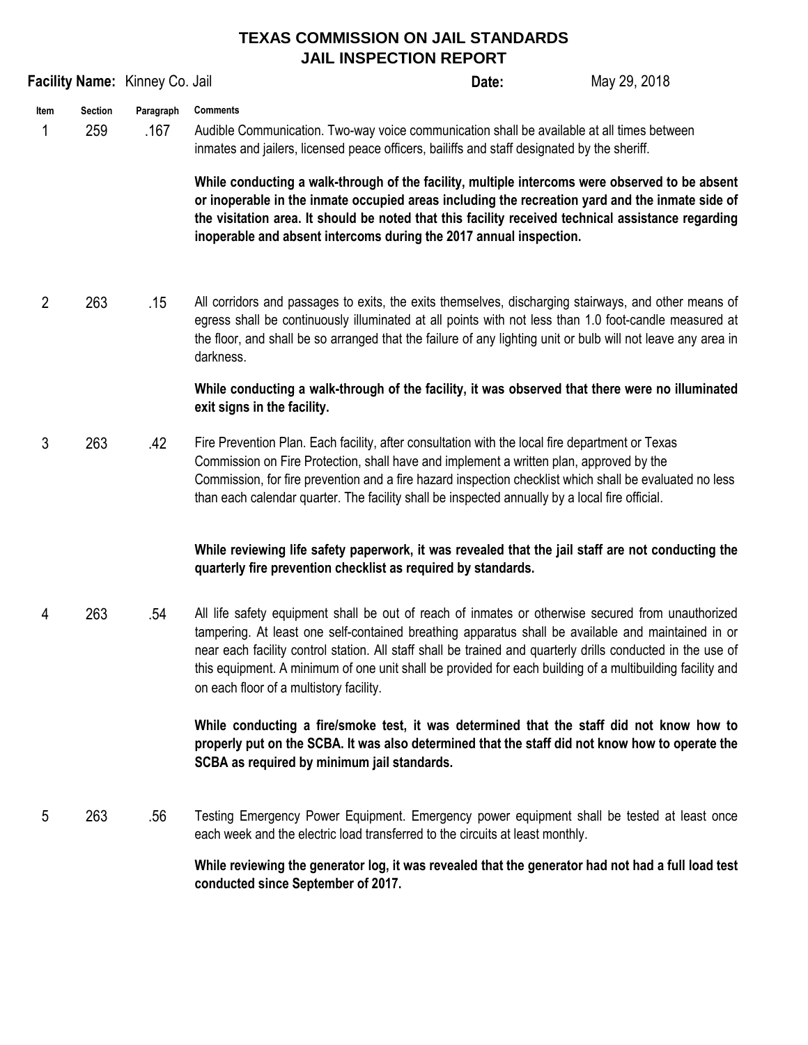# TEXAS COMMISSION ON JAIL STANDARDS
## JAIL INSPECTION REPORT

**Facility Name:** Kinney Co. Jail **Date:** May 29, 2018

| Item | Section | Paragraph | Comments |
|---|---|---|---|
| 1 | 259 | .167 | Audible Communication. Two-way voice communication shall be available at all times between inmates and jailers, licensed peace officers, bailiffs and staff designated by the sheriff.<br><br>**While conducting a walk-through of the facility, multiple intercoms were observed to be absent or inoperable in the inmate occupied areas including the recreation yard and the inmate side of the visitation area. It should be noted that this facility received technical assistance regarding inoperable and absent intercoms during the 2017 annual inspection.** |
| 2 | 263 | .15 | All corridors and passages to exits, the exits themselves, discharging stairways, and other means of egress shall be continuously illuminated at all points with not less than 1.0 foot-candle measured at the floor, and shall be so arranged that the failure of any lighting unit or bulb will not leave any area in darkness.<br><br>**While conducting a walk-through of the facility, it was observed that there were no illuminated exit signs in the facility.** |
| 3 | 263 | .42 | Fire Prevention Plan. Each facility, after consultation with the local fire department or Texas Commission on Fire Protection, shall have and implement a written plan, approved by the Commission, for fire prevention and a fire hazard inspection checklist which shall be evaluated no less than each calendar quarter. The facility shall be inspected annually by a local fire official.<br><br>**While reviewing life safety paperwork, it was revealed that the jail staff are not conducting the quarterly fire prevention checklist as required by standards.** |
| 4 | 263 | .54 | All life safety equipment shall be out of reach of inmates or otherwise secured from unauthorized tampering. At least one self-contained breathing apparatus shall be available and maintained in or near each facility control station. All staff shall be trained and quarterly drills conducted in the use of this equipment. A minimum of one unit shall be provided for each building of a multibuilding facility and on each floor of a multistory facility.<br><br>**While conducting a fire/smoke test, it was determined that the staff did not know how to properly put on the SCBA. It was also determined that the staff did not know how to operate the SCBA as required by minimum jail standards.** |
| 5 | 263 | .56 | Testing Emergency Power Equipment. Emergency power equipment shall be tested at least once each week and the electric load transferred to the circuits at least monthly.<br><br>**While reviewing the generator log, it was revealed that the generator had not had a full load test conducted since September of 2017.** |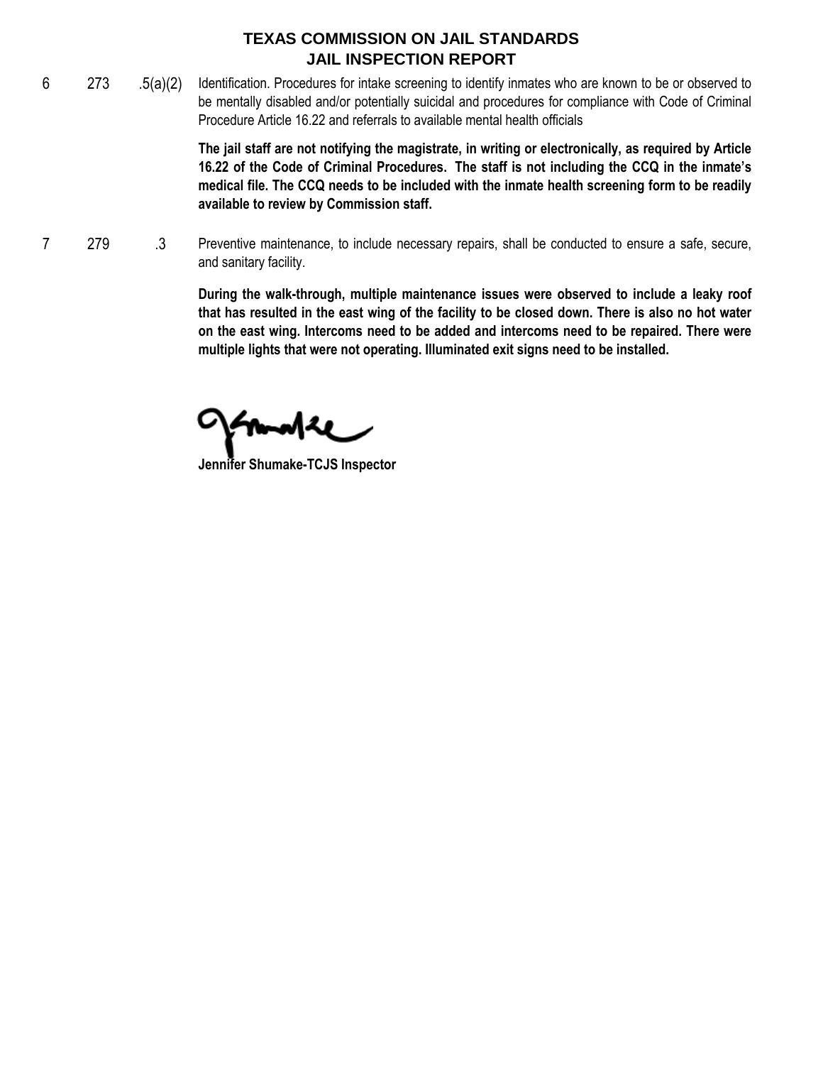# TEXAS COMMISSION ON JAIL STANDARDS
## JAIL INSPECTION REPORT

| | | | |
|---|---|---|---|
| 6 | 273 | .5(a)(2) | Identification. Procedures for intake screening to identify inmates who are known to be or observed to be mentally disabled and/or potentially suicidal and procedures for compliance with Code of Criminal Procedure Article 16.22 and referrals to available mental health officials<br><br>**The jail staff are not notifying the magistrate, in writing or electronically, as required by Article 16.22 of the Code of Criminal Procedures. The staff is not including the CCQ in the inmate's medical file. The CCQ needs to be included with the inmate health screening form to be readily available to review by Commission staff.** |
| 7 | 279 | .3 | Preventive maintenance, to include necessary repairs, shall be conducted to ensure a safe, secure, and sanitary facility.<br><br>**During the walk-through, multiple maintenance issues were observed to include a leaky roof that has resulted in the east wing of the facility to be closed down. There is also no hot water on the east wing. Intercoms need to be added and intercoms need to be repaired. There were multiple lights that were not operating. Illuminated exit signs need to be installed.** |

**Jennifer Shumake-TCJS Inspector**